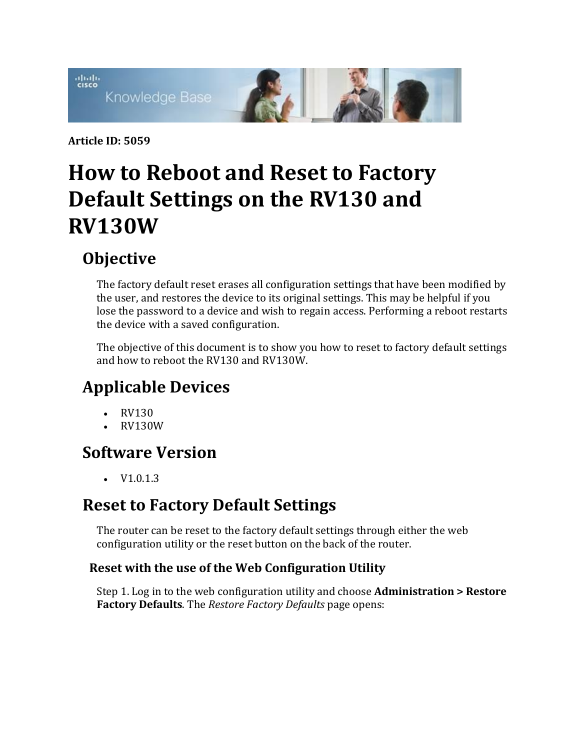**Article ID: 5059**

# How to Reboot and Reset to Factory Default Settings on the RV130 and RV130W

## Objective

The factory default reset erases all configuration settings that have been modified by the user, and restores the device to its original settings. This may be helpful if you lose the password to a device and wish to regain access. Performing a reboot restarts the device with a saved configuration.

The objective of this document is to show you how to reset to factory default settings and how to reboot the RV130 and RV130W.

## Applicable Devices

- RV130
- RV130W

## Software Version

- V1.0.1.3

## Reset to Factory Default Settings

The router can be reset to the factory default settings through either the web configuration utility or the reset button on the back of the router.

### Reset with the use of the Web Configuration Utility

Step 1. Log in to the web configuration utility and choose **Administration > Restore Factory Defaults**. The *Restore Factory Defaults* page opens: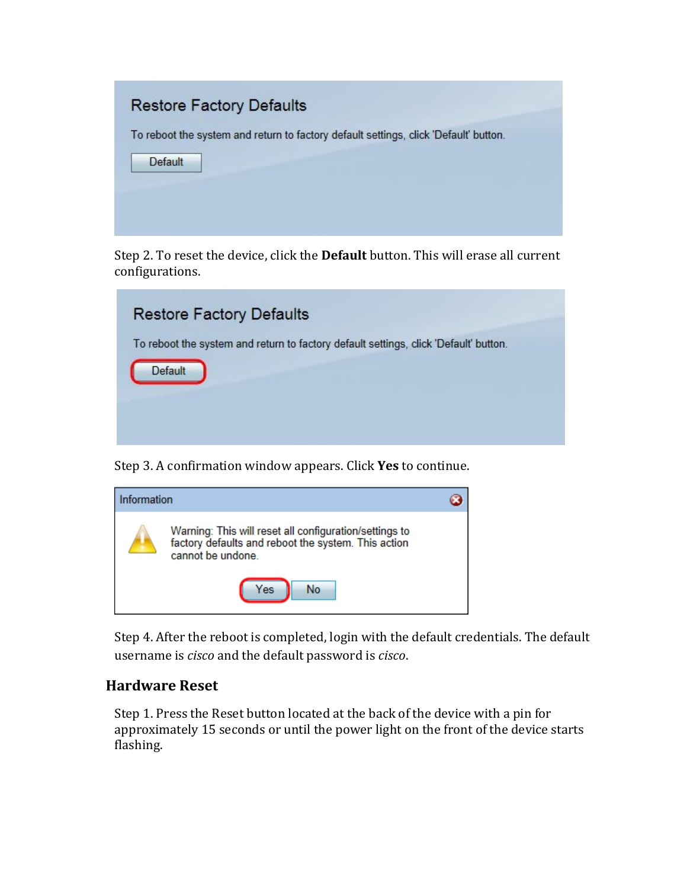Restore Factory Defaults

To reboot the system and return to factory default settings, click 'Default' button.

Default

Step 2. To reset the device, click the **Default** button. This will erase all current configurations.

Restore Factory Defaults

To reboot the system and return to factory default settings, click 'Default' button.

Default

Step 3. A confirmation window appears. Click **Yes** to continue.

Information

Warning: This will reset all configuration/settings to factory defaults and reboot the system. This action cannot be undone.

Yes No

Step 4. After the reboot is completed, login with the default credentials. The default username is *cisco* and the default password is *cisco*.

## Hardware Reset

Step 1. Press the Reset button located at the back of the device with a pin for approximately 15 seconds or until the power light on the front of the device starts flashing.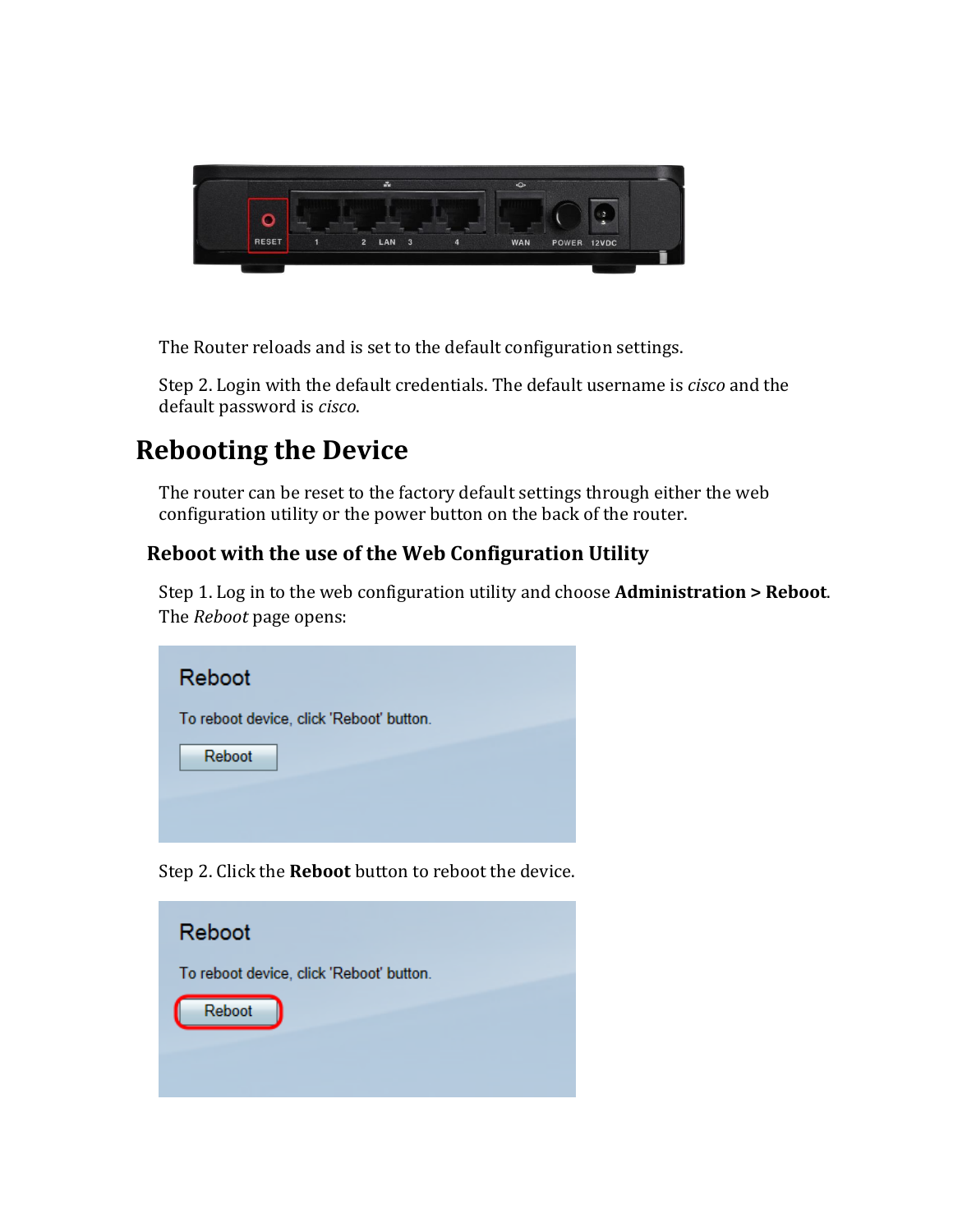The Router reloads and is set to the default configuration settings.

Step 2. Login with the default credentials. The default username is *cisco* and the default password is *cisco*.

# Rebooting the Device

The router can be reset to the factory default settings through either the web configuration utility or the power button on the back of the router.

## Reboot with the use of the Web Configuration Utility

Step 1. Log in to the web configuration utility and choose **Administration > Reboot**. The *Reboot* page opens:

Step 2. Click the **Reboot** button to reboot the device.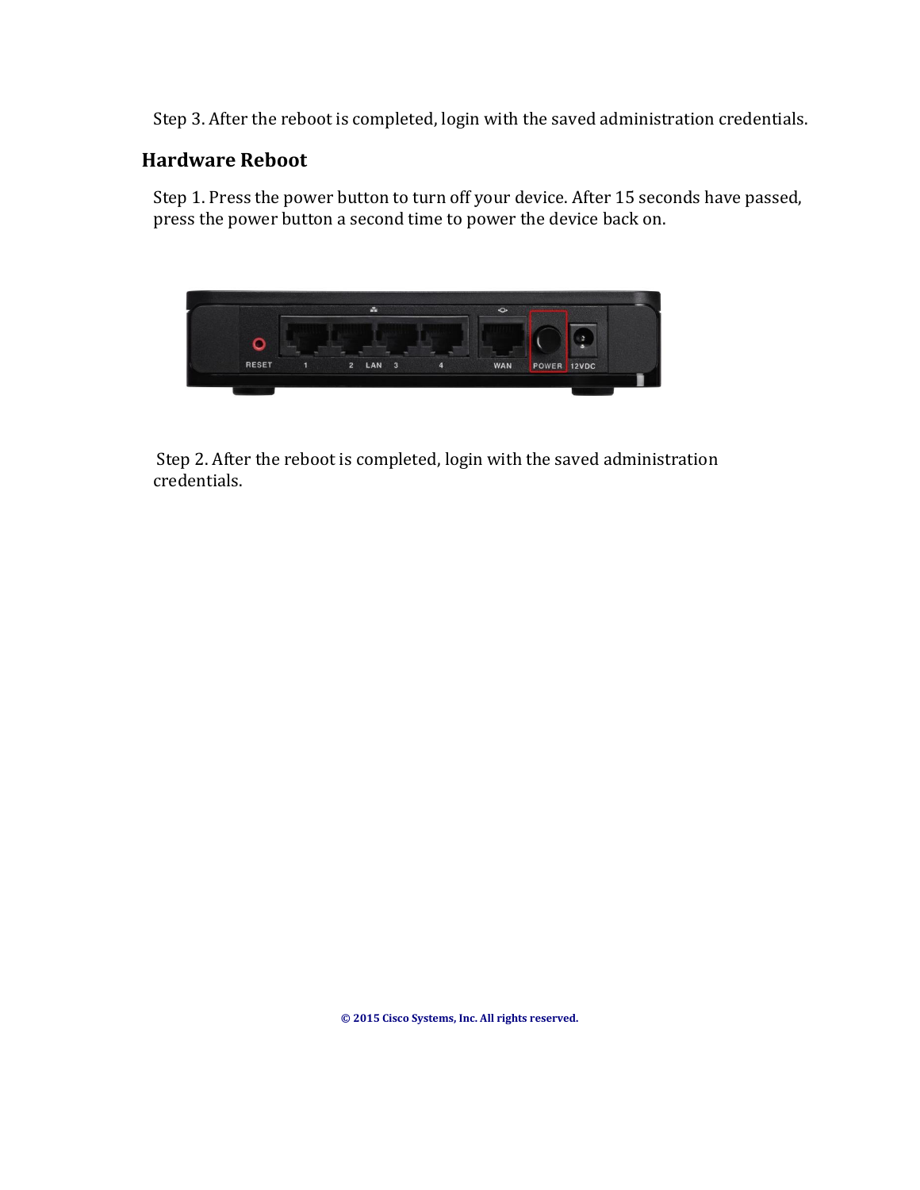Step 3. After the reboot is completed, login with the saved administration credentials.

## Hardware Reboot

Step 1. Press the power button to turn off your device. After 15 seconds have passed, press the power button a second time to power the device back on.

Step 2. After the reboot is completed, login with the saved administration credentials.

**© 2015 Cisco Systems, Inc. All rights reserved.**